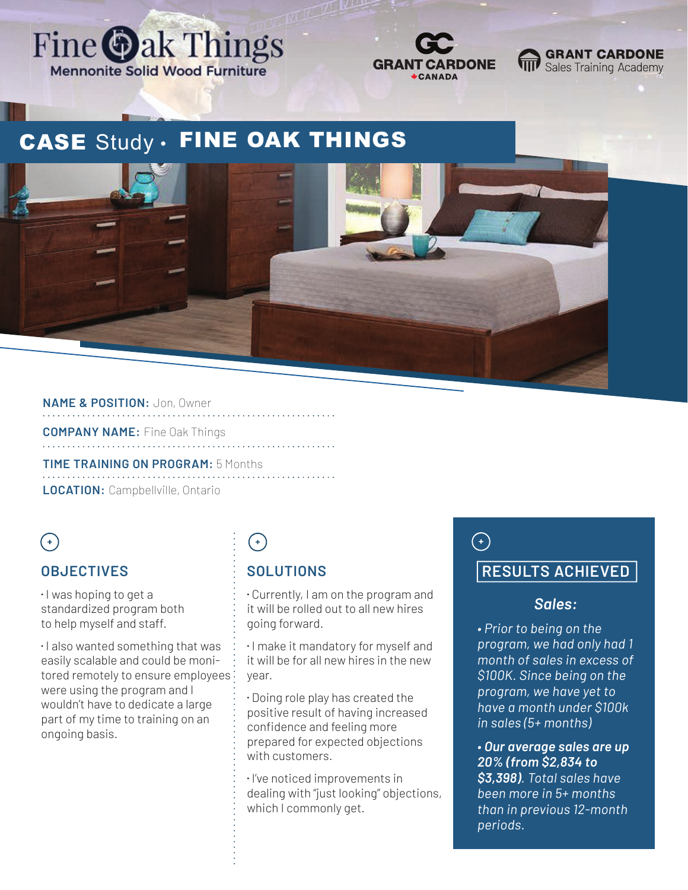Fine Oak Things
Mennonite Solid Wood Furniture

GRANT CARDONE CANADA

GRANT CARDONE Sales Training Academy

# CASE Study • FINE OAK THINGS

**NAME & POSITION:** Jon, Owner

**COMPANY NAME:** Fine Oak Things

**TIME TRAINING ON PROGRAM:** 5 Months

**LOCATION:** Campbellville, Ontario

## OBJECTIVES

- I was hoping to get a standardized program both to help myself and staff.
- I also wanted something that was easily scalable and could be monitored remotely to ensure employees were using the program and I wouldn't have to dedicate a large part of my time to training on an ongoing basis.

## SOLUTIONS

- Currently, I am on the program and it will be rolled out to all new hires going forward.
- I make it mandatory for myself and it will be for all new hires in the new year.
- Doing role play has created the positive result of having increased confidence and feeling more prepared for expected objections with customers.
- I've noticed improvements in dealing with "just looking" objections, which I commonly get.

## RESULTS ACHIEVED

### *Sales:*

- *Prior to being on the program, we had only had 1 month of sales in excess of $100K. Since being on the program, we have yet to have a month under $100k in sales (5+ months)*
- ***Our average sales are up 20% (from $2,834 to $3,398).** Total sales have been more in 5+ months than in previous 12-month periods.*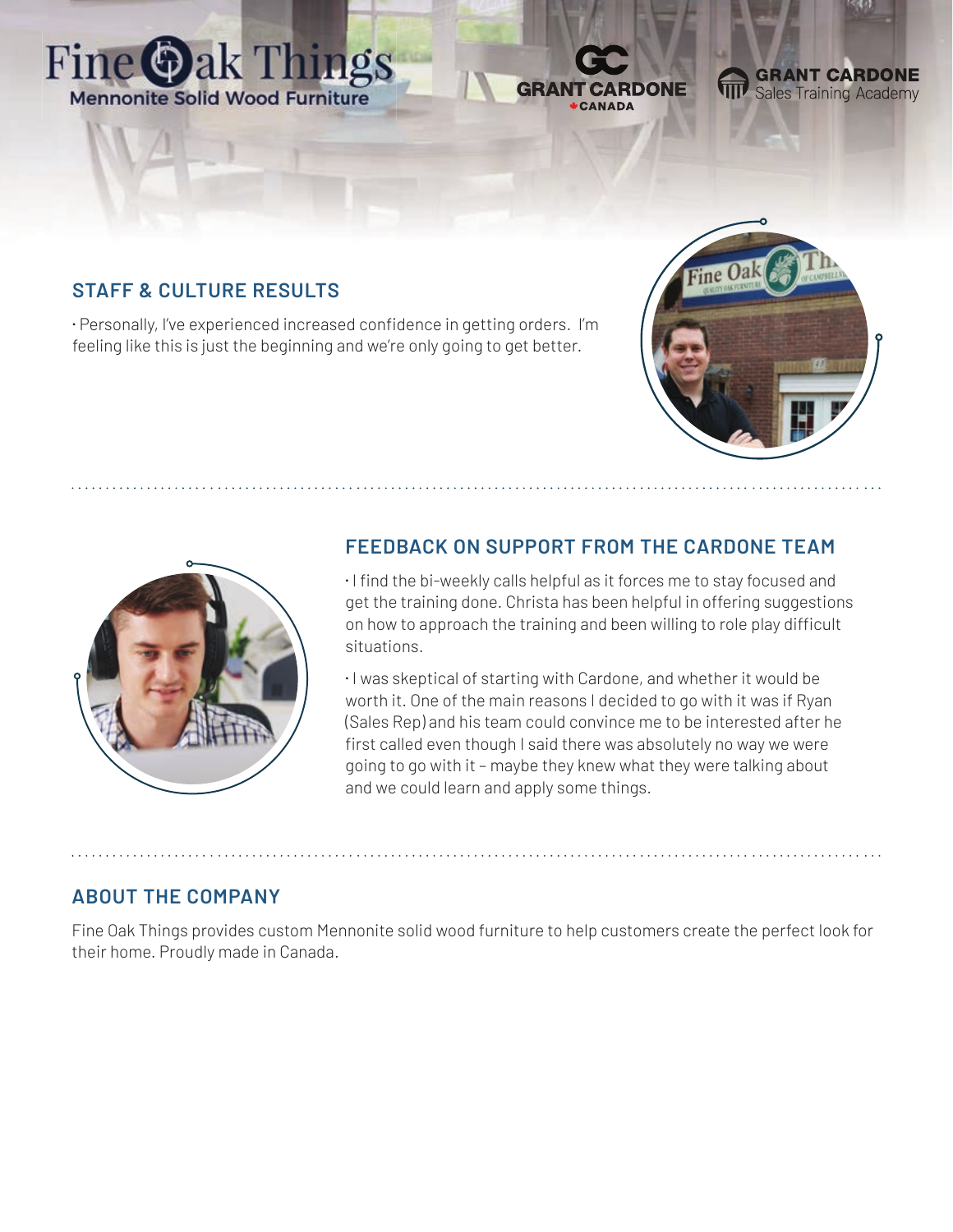Fine Oak Things
Mennonite Solid Wood Furniture

GRANT CARDONE CANADA

GRANT CARDONE Sales Training Academy

## STAFF & CULTURE RESULTS

- Personally, I've experienced increased confidence in getting orders. I'm feeling like this is just the beginning and we're only going to get better.

## FEEDBACK ON SUPPORT FROM THE CARDONE TEAM

- I find the bi-weekly calls helpful as it forces me to stay focused and get the training done. Christa has been helpful in offering suggestions on how to approach the training and been willing to role play difficult situations.
- I was skeptical of starting with Cardone, and whether it would be worth it. One of the main reasons I decided to go with it was if Ryan (Sales Rep) and his team could convince me to be interested after he first called even though I said there was absolutely no way we were going to go with it – maybe they knew what they were talking about and we could learn and apply some things.

## ABOUT THE COMPANY

Fine Oak Things provides custom Mennonite solid wood furniture to help customers create the perfect look for their home. Proudly made in Canada.